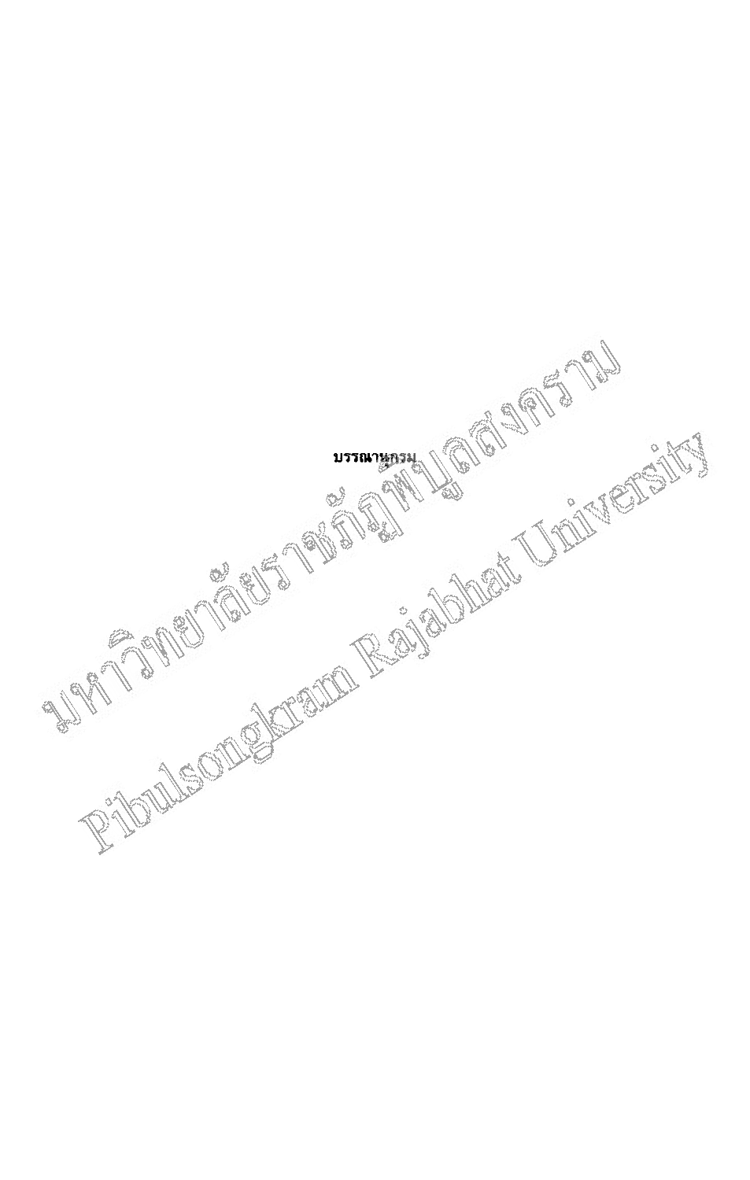# บรรณานุกรม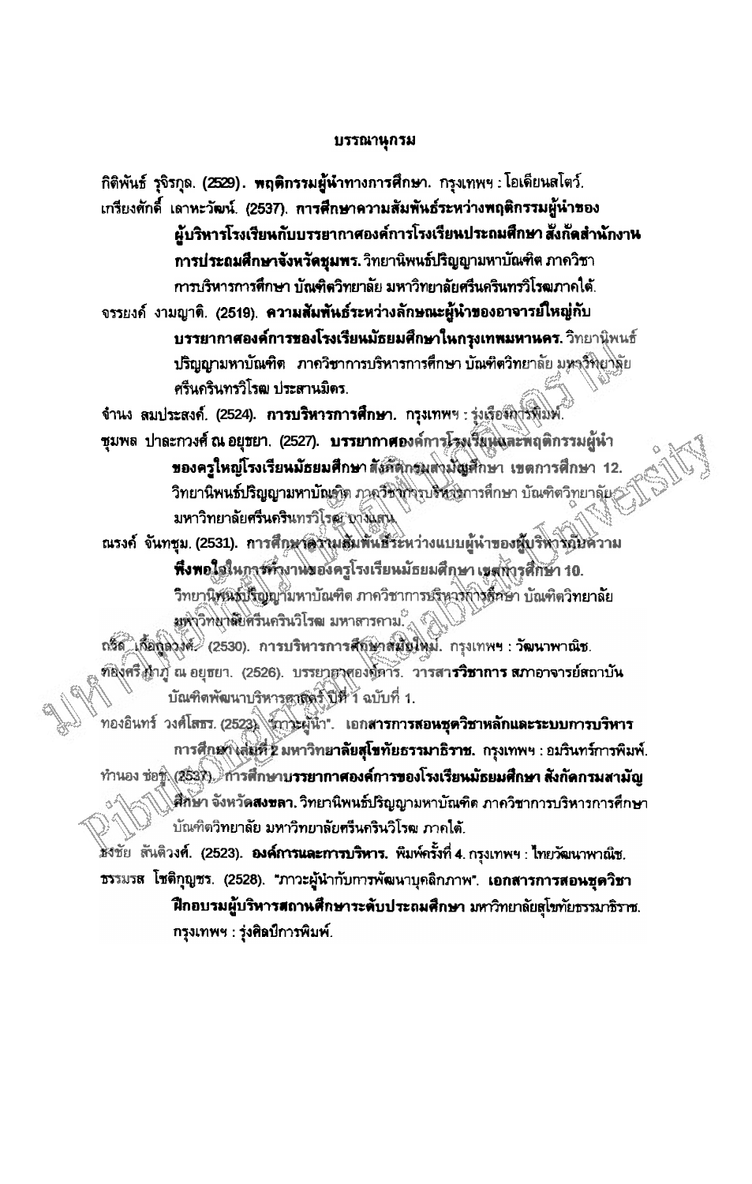# บรรณานุกรม

กิติพันธ์ รุจิรกุล. (2529). **พฤติกรรมผู้นำทางการศึกษา**. กรุงเทพฯ : โอเดียนสโตว์.

เกรียงศักดิ์ เลาหะวัฒน์. (2537). **การศึกษาความสัมพันธ์ระหว่างพฤติกรรมผู้นำของผู้บริหารโรงเรียนกับบรรยากาศองค์การโรงเรียนประถมศึกษา สังกัดสำนักงานการประถมศึกษาจังหวัดชุมพร.** วิทยานิพนธ์ปริญญามหาบัณฑิต ภาควิชาการบริหารการศึกษา บัณฑิตวิทยาลัย มหาวิทยาลัยศรีนครินทรวิโรฒภาคใต้.

จรรยงค์ งามญาติ. (2519). **ความสัมพันธ์ระหว่างลักษณะผู้นำของอาจารย์ใหญ่กับบรรยากาศองค์การของโรงเรียนมัธยมศึกษาในกรุงเทพมหานคร.** วิทยานิพนธ์ปริญญามหาบัณฑิต ภาควิชาการบริหารการศึกษา บัณฑิตวิทยาลัย มหาวิทยาลัยศรีนครินทรวิโรฒ ประสานมิตร.

จำนง สมประสงค์. (2524). **การบริหารการศึกษา**. กรุงเทพฯ : รุ่งเรืองการพิมพ์.

ชุมพล ปาละกวงศ์ ณ อยุธยา. (2527). **บรรยากาศองค์การโรงเรียนและพฤติกรรมผู้นำของครูใหญ่โรงเรียนมัธยมศึกษา สังกัดกรมสามัญศึกษา เขตการศึกษา 12.** วิทยานิพนธ์ปริญญามหาบัณฑิต ภาควิชาการบริหารการศึกษา บัณฑิตวิทยาลัย มหาวิทยาลัยศรีนครินทรวิโรฒ บางแสน.

ณรงค์ จันทชุม. (2531). **การศึกษาความสัมพันธ์ระหว่างแบบผู้นำของผู้บริหารกับความพึงพอใจในการทำงานของครูโรงเรียนมัธยมศึกษา เขตการศึกษา 10.** วิทยานิพนธ์ปริญญามหาบัณฑิต ภาควิชาการบริหารการศึกษา บัณฑิตวิทยาลัย มหาวิทยาลัยศรีนครินทรวิโรฒ มหาสารคาม.

ถวิล เกื้อกูลวงศ์. (2530). **การบริหารการศึกษาสมัยใหม่**. กรุงเทพฯ : วัฒนาพาณิช.

ทองศรี กำภู ณ อยุธยา. (2526). บรรยากาศองค์การ. **วารสารวิชาการ** สภาอาจารย์สถาบันบัณฑิตพัฒนาบริหารศาสตร์ ปีที่ 1 ฉบับที่ 1.

ทองอินทร์ วงศ์โสธร. (2523). "ภาวะผู้นำ". เอก**สารการสอนชุดวิชาหลักและระบบการบริหารการศึกษา เล่มที่ 2 มหาวิทยาลัยสุโขทัยธรรมาธิราช**. กรุงเทพฯ : อมรินทร์การพิมพ์.

ทำนอง ช่อชู. (2537). **การศึกษาบรรยากาศองค์การของโรงเรียนมัธยมศึกษา สังกัดกรมสามัญศึกษา จังหวัดสงขลา.** วิทยานิพนธ์ปริญญามหาบัณฑิต ภาควิชาการบริหารการศึกษา บัณฑิตวิทยาลัย มหาวิทยาลัยศรีนครินวิโรฒ ภาคใต้.

ธงชัย สันติวงศ์. (2523). **องค์การและการบริหาร**. พิมพ์ครั้งที่ 4. กรุงเทพฯ : ไทยวัฒนาพาณิช.

ธรรมรส โชติกุญชร. (2528). "ภาวะผู้นำกับการพัฒนาบุคลิกภาพ". **เอกสารการสอนชุดวิชาฝึกอบรมผู้บริหารสถานศึกษาระดับประถมศึกษา** มหาวิทยาลัยสุโขทัยธรรมาธิราช. กรุงเทพฯ : รุ่งศิลป์การพิมพ์.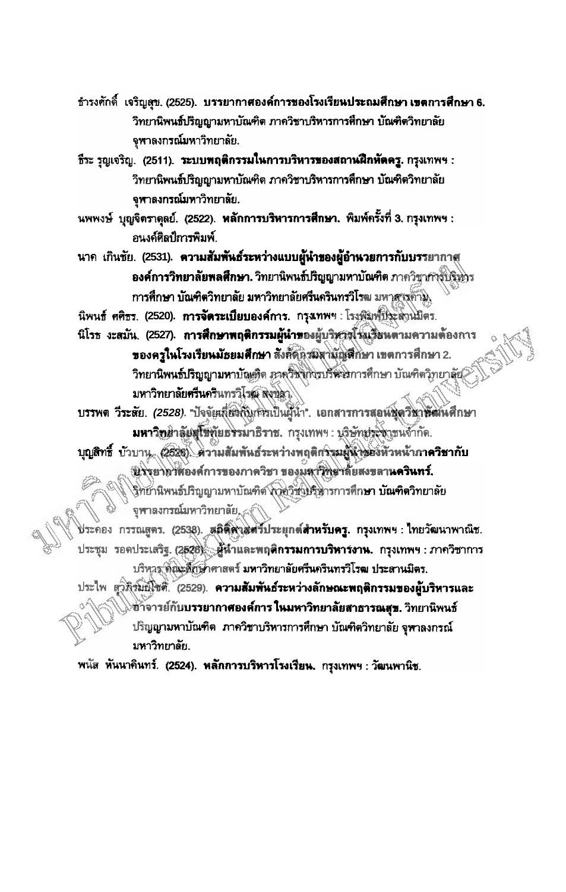ธำรงศักดิ์ เจริญสุข. (2525). **บรรยากาศองค์การของโรงเรียนประถมศึกษา เขตการศึกษา 6.** วิทยานิพนธ์ปริญญามหาบัณฑิต ภาควิชาบริหารการศึกษา บัณฑิตวิทยาลัย จุฬาลงกรณ์มหาวิทยาลัย.

ธีระ รุญเจริญ. (2511). **ระบบพฤติกรรมในการบริหารของสถานฝึกหัดครู.** กรุงเทพฯ : วิทยานิพนธ์ปริญญามหาบัณฑิต ภาควิชาบริหารการศึกษา บัณฑิตวิทยาลัย จุฬาลงกรณ์มหาวิทยาลัย.

นพพงษ์ บุญจิตราดุลย์. (2522). **หลักการบริหารการศึกษา.** พิมพ์ครั้งที่ 3. กรุงเทพฯ : อนงค์ศิลป์การพิมพ์.

นาค เกินชัย. (2531). **ความสัมพันธ์ระหว่างแบบผู้นำของผู้อำนวยการกับบรรยากาศองค์การวิทยาลัยพลศึกษา.** วิทยานิพนธ์ปริญญามหาบัณฑิต ภาควิชาการบริหารการศึกษา บัณฑิตวิทยาลัย มหาวิทยาลัยศรีนครินทรวิโรฒ มหาสารคาม.

นิพนธ์ ศศิธร. (2520). **การจัดระเบียบองค์การ.** กรุงเทพฯ : โรงพิมพ์ประสานมิตร.

นิโรธ งะสมัน. (2527). **การศึกษาพฤติกรรมผู้นำของผู้บริหารโรงเรียนตามความต้องการของครูในโรงเรียนมัธยมศึกษา สังกัดกรมสามัญศึกษา เขตการศึกษา 2.** วิทยานิพนธ์ปริญญามหาบัณฑิต ภาควิชาการบริหารการศึกษา บัณฑิตวิทยาลัย มหาวิทยาลัยศรีนครินทรวิโรฒ สงขลา.

บรรพต วีระสัย. *(2528).* "ปัจจัยเกี่ยวกับการเป็นผู้นำ". **เอกสารการสอนชุดวิชาพัฒนศึกษา มหาวิทยาลัยสุโขทัยธรรมาธิราช.** กรุงเทพฯ : บริษัทประชาชนจำกัด.

บุญสิทธิ์ บัวบาน. (2526). **ความสัมพันธ์ระหว่างพฤติกรรมผู้นำของหัวหน้าภาควิชากับบรรยากาศองค์การของภาควิชา ของมหาวิทยาลัยสงขลานครินทร์.** วิทยานิพนธ์ปริญญามหาบัณฑิต ภาควิชาบริหารการศึกษา บัณฑิตวิทยาลัย จุฬาลงกรณ์มหาวิทยาลัย.

ประคอง กรรณสูตร. (2538). **สถิติศาสตร์ประยุกต์สำหรับครู.** กรุงเทพฯ : ไทยวัฒนาพานิช.

ประชุม รอดประเสริฐ. (2526). **ผู้นำและพฤติกรรมการบริหารงาน.** กรุงเทพฯ : ภาควิชาการบริหาร คณะศึกษาศาสตร์ มหาวิทยาลัยศรีนครินทรวิโรฒ ประสานมิตร.

ประไพ สุวภิรมย์โชติ. (2529). **ความสัมพันธ์ระหว่างลักษณะพฤติกรรมของผู้บริหารและอาจารย์กับบรรยากาศองค์การ ในมหาวิทยาลัยสาธารณสุข.** วิทยานิพนธ์ปริญญามหาบัณฑิต ภาควิชาบริหารการศึกษา บัณฑิตวิทยาลัย จุฬาลงกรณ์มหาวิทยาลัย.

พนัส หันนาคินทร์. (2524). **หลักการบริหารโรงเรียน.** กรุงเทพฯ : วัฒนพานิช.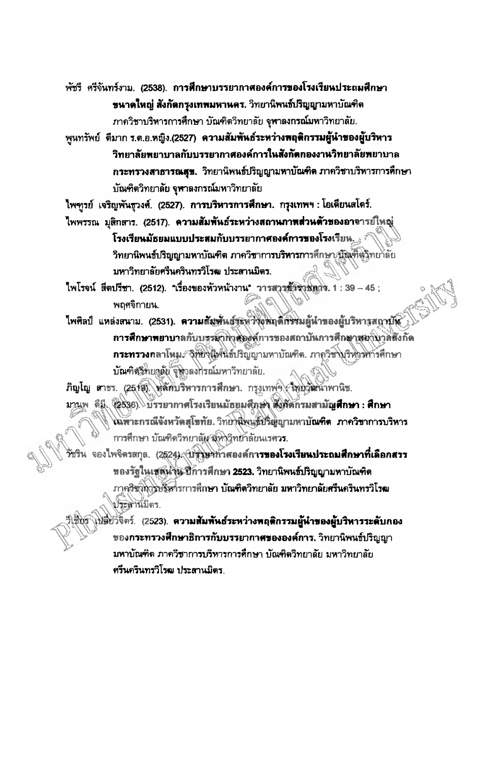พัชรี ศรีจันทร์งาม. (2538). **การศึกษาบรรยากาศองค์การของโรงเรียนประถมศึกษาขนาดใหญ่ สังกัดกรุงเทพมหานคร.** วิทยานิพนธ์ปริญญามหาบัณฑิต ภาควิชาบริหารการศึกษา บัณฑิตวิทยาลัย จุฬาลงกรณ์มหาวิทยาลัย.

พูนทรัพย์ ดีมาก ร.ต.อ.หญิง.(2527) **ความสัมพันธ์ระหว่างพฤติกรรมผู้นำของผู้บริหารวิทยาลัยพยาบาลกับบรรยากาศองค์การในสังกัดกองงานวิทยาลัยพยาบาล กระทรวงสาธารณสุข.** วิทยานิพนธ์ปริญญามหาบัณฑิต ภาควิชาบริหารการศึกษา บัณฑิตวิทยาลัย จุฬาลงกรณ์มหาวิทยาลัย

ไพฑูรย์ เจริญพันธุวงศ์. (2527). **การบริหารการศึกษา.** กรุงเทพฯ : โอเดียนสโตร์.

ไพพรรณ มุสิกสาร. (2517). **ความสัมพันธ์ระหว่างสถานภาพส่วนตัวของอาจารย์ใหญ่โรงเรียนมัธยมแบบประสมกับบรรยากาศองค์การของโรงเรียน.** วิทยานิพนธ์ปริญญามหาบัณฑิต ภาควิชาการบริหารการศึกษา บัณฑิตวิทยาลัย มหาวิทยาลัยศรีนครินทรวิโรฒ ประสานมิตร.

ไพโรจน์ สีตปรีชา. (2512). "เรื่องของหัวหน้างาน" **วารสารข้าราชการ.** 1 : 39 – 45 ; พฤศจิกายน.

ไพศิลป์ แหล่งสนาม. (2531). **ความสัมพันธ์ระหว่างพฤติกรรมผู้นำของผู้บริหารสถาบันการศึกษาพยาบาลกับบรรยากาศองค์การของสถาบันการศึกษาพยาบาลสังกัดกระทรวงกลาโหม.** วิทยานิพนธ์ปริญญามหาบัณฑิต. ภาควิชาบริหารการศึกษา บัณฑิตวิทยาลัย จุฬาลงกรณ์มหาวิทยาลัย.

ภิญโญ สาธร. (2519). **หลักบริหารการศึกษา.** กรุงเทพฯ : ไทยวัฒนาพานิช.

มานพ ดีมี. (2536). **บรรยากาศโรงเรียนมัธยมศึกษา สังกัดกรมสามัญศึกษา : ศึกษาเฉพาะกรณีจังหวัดสุโขทัย.** วิทยานิพนธ์ปริญญามหาบัณฑิต ภาควิชาการบริหารการศึกษา บัณฑิตวิทยาลัย มหาวิทยาลัยนเรศวร.

วัชริน จองไพจิตรสกุล. (2524). **บรรยากาศองค์การของโรงเรียนประถมศึกษาที่เลือกสรรของรัฐในเขตนาน ปีการศึกษา 2523.** วิทยานิพนธ์ปริญญามหาบัณฑิต ภาควิชาการบริหารการศึกษา **บัณฑิตวิทยาลัย มหาวิทยาลัยศรีนครินทรวิโรฒ** ประสานมิตร.

วีเชียร เปลี่ยวจิตร์. (2523). **ความสัมพันธ์ระหว่างพฤติกรรมผู้นำของผู้บริหารระดับกองของกระทรวงศึกษาธิการกับบรรยากาศขององค์การ.** วิทยานิพนธ์ปริญญามหาบัณฑิต ภาควิชาการบริหารการศึกษา บัณฑิตวิทยาลัย มหาวิทยาลัยศรีนครินทรวิโรฒ ประสานมิตร.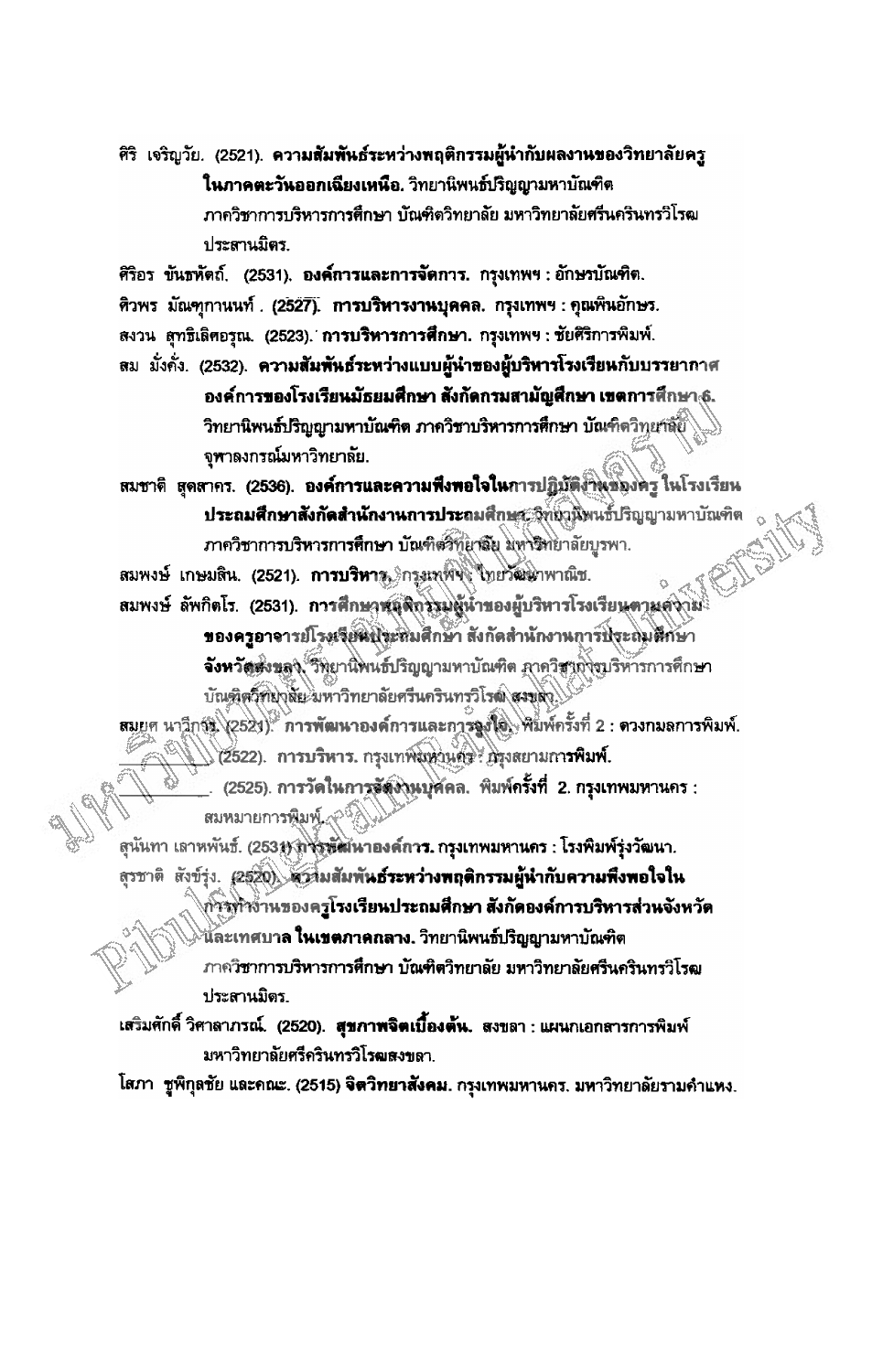ศิริ เจริญวัย. (2521). **ความสัมพันธ์ระหว่างพฤติกรรมผู้นำกับผลงานของวิทยาลัยครูในภาคตะวันออกเฉียงเหนือ.** วิทยานิพนธ์ปริญญามหาบัณฑิต ภาควิชาการบริหารการศึกษา บัณฑิตวิทยาลัย มหาวิทยาลัยศรีนครินทรวิโรฒ ประสานมิตร.

ศิริอร ขันธหัตถ์. (2531). **องค์การและการจัดการ.** กรุงเทพฯ : อักษรบัณฑิต.

ศิวพร มัณฑุกานนท์ . (2527). **การบริหารงานบุคคล.** กรุงเทพฯ : คุณพินอักษร.

สงวน สุทธิเลิศอรุณ. (2523). **การบริหารการศึกษา.** กรุงเทพฯ : ชัยศิริการพิมพ์.

สม มั่งคั่ง. (2532). **ความสัมพันธ์ระหว่างแบบผู้นำของผู้บริหารโรงเรียนกับบรรยากาศองค์การของโรงเรียนมัธยมศึกษา สังกัดกรมสามัญศึกษา เขตการศึกษา 6.** วิทยานิพนธ์ปริญญามหาบัณฑิต ภาควิชาบริหารการศึกษา บัณฑิตวิทยาลัย จุฬาลงกรณ์มหาวิทยาลัย.

สมชาติ สุดสาคร. (2536). **องค์การและความพึงพอใจในการปฏิบัติงานของครู ในโรงเรียนประถมศึกษาสังกัดสำนักงานการประถมศึกษา.** วิทยานิพนธ์ปริญญามหาบัณฑิต ภาควิชาการบริหารการศึกษา บัณฑิตวิทยาลัย มหาวิทยาลัยบูรพา.

สมพงษ์ เกษมสิน. (2521). **การบริหาร.** กรุงเทพฯ : ไทยวัฒนาพานิช.

สมพงษ์ ลัพกิตโร. (2531). **การศึกษาพฤติกรรมผู้นำของผู้บริหารโรงเรียนตามความคิดเห็นของครูอาจารย์โรงเรียนประถมศึกษา สังกัดสำนักงานการประถมศึกษาจังหวัดสงขลา.** วิทยานิพนธ์ปริญญามหาบัณฑิต ภาควิชาการบริหารการศึกษา บัณฑิตวิทยาลัย มหาวิทยาลัยศรีนครินทรวิโรฒ สงขลา.

สมยศ นาวีการ. (2521). **การพัฒนาองค์การและการจูงใจ.** พิมพ์ครั้งที่ 2 : ดวงกมลการพิมพ์.

_________. (2522). **การบริหาร.** กรุงเทพมหานคร : กรุงสยามการพิมพ์.

_________. (2525). **การวัดในการจัดงานบุคคล.** พิมพ์ครั้งที่ 2. กรุงเทพมหานคร : สมหมายการพิมพ์.

สุนันทา เลาหพันธ์. (2531). **การพัฒนาองค์การ.** กรุงเทพมหานคร : โรงพิมพ์รุ่งวัฒนา.

สุรชาติ สังข์รุ่ง. (2520). **ความสัมพันธ์ระหว่างพฤติกรรมผู้นำกับความพึงพอใจในการทำงานของครูโรงเรียนประถมศึกษา สังกัดองค์การบริหารส่วนจังหวัดและเทศบาล ในเขตภาคกลาง.** วิทยานิพนธ์ปริญญามหาบัณฑิต ภาควิชาการบริหารการศึกษา บัณฑิตวิทยาลัย มหาวิทยาลัยศรีนครินทรวิโรฒ ประสานมิตร.

เสริมศักดิ์ วิศาลาภรณ์. (2520). **สุขภาพจิตเบื้องต้น.** สงขลา : แผนกเอกสารการพิมพ์ มหาวิทยาลัยศรีนครินทรวิโรฒสงขลา.

โสภา ชูพิกุลชัย และคณะ. (2515) **จิตวิทยาสังคม.** กรุงเทพมหานคร. มหาวิทยาลัยรามคำแหง.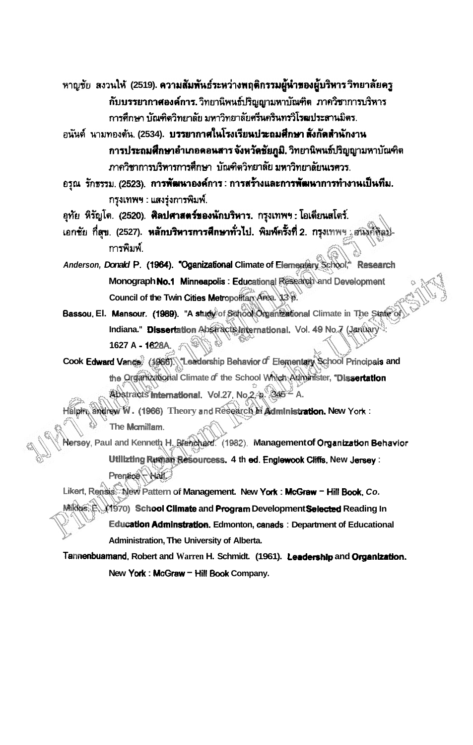หาญชัย สงวนให้ (2519). **ความสัมพันธ์ระหว่างพฤติกรรมผู้นำของผู้บริหาร วิทยาลัยครูกับบรรยากาศองค์การ.** วิทยานิพนธ์ปริญญามหาบัณฑิต ภาควิชาการบริหารการศึกษา บัณฑิตวิทยาลัย มหาวิทยาลัยศรีนครินทรวิโรฒประสานมิตร.

อนันต์ นามทองต้น. (2534). **บรรยากาศในโรงเรียนประถมศึกษา สังกัดสำนักงานการประถมศึกษาอำเภอคอนสาร จังหวัดชัยภูมิ.** วิทยานิพนธ์ปริญญามหาบัณฑิต ภาควิชาการบริหารการศึกษา บัณฑิตวิทยาลัย มหาวิทยาลัยนเรศวร.

อรุณ รักธรรม. (2523). **การพัฒนาองค์การ : การสร้างและการพัฒนาการทำงานเป็นทีม.** กรุงเทพฯ : แสงรุ่งการพิมพ์.

อุทัย หิรัญโต. (2520). **ศิลปศาสตร์ของนักบริหาร.** กรุงเทพฯ : โอเดียนสโตร์.

เอกชัย กี่สุข. (2527). **หลักบริหารการศึกษาทั่วไป.** พิมพ์ครั้งที่ 2. กรุงเทพฯ : อนงค์ศิลป์การพิมพ์.

*Anderson, Donald* P. (1964). "Oganizational Climate of Elementary School," **Research Monograph No.1** Minneapolis : Educational Research and Development Council of the Twin Cities Metropolitan Area. 13 p.

Bassou, El. Mansour. (1989). "A study of School Organizational Climate in The State of Indiana." **Dissertation Abstracts International.** Vol. 49 No.7 (January) : 1627 A - 1628A.

Cook Edward Vance. (1966). "Leadership Behavior of Elementary School Principals and the Organizational Climate of the School Which Administer, "**Dissertation Abstracts International.** Vol.27, No.2, p. 346 - A.

Halpin, andrew W. (1966) **Theory and Research in Administration.** New York : The Mcmillam.

Hersey, Paul and Kenneth H. Blanchard. (1982). **Management of Organization Behavior Utilizting Ruman Resourcess.** 4 th ed. Englewook Cliffs, New Jersey : Prentice - Hall.

Likert, Rensis. **New Pattern of Management.** New York : McGraw - Hill Book, *Co.*

Miklos, E. (1970) **School Climate and Program Development Selected Reading In Education Adminstration.** Edmonton, canads : Department of Educational Administration, The University of Alberta.

Tannenbuamand, Robert and Warren H. Schmidt. (1961). **Leadership and Organization.** New York : McGraw - Hill Book Company.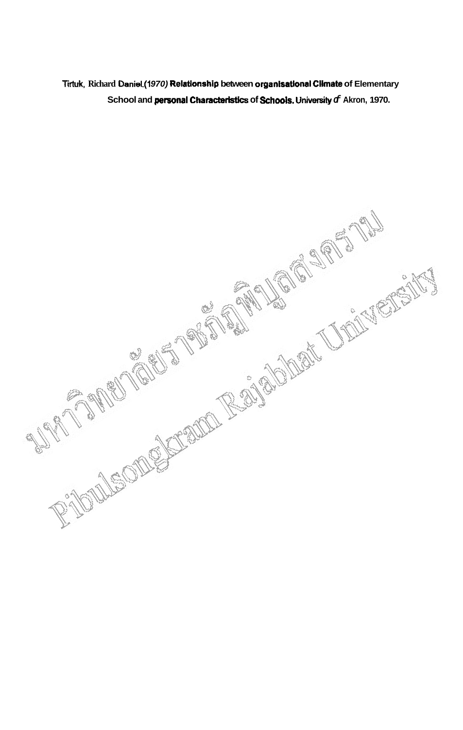Tirtuk, Richard Daniel.(*1970)* **Relationship** between **organisational Climate** of Elementary School and **personal Characteristics** of **Schools.** University of Akron, 1970.